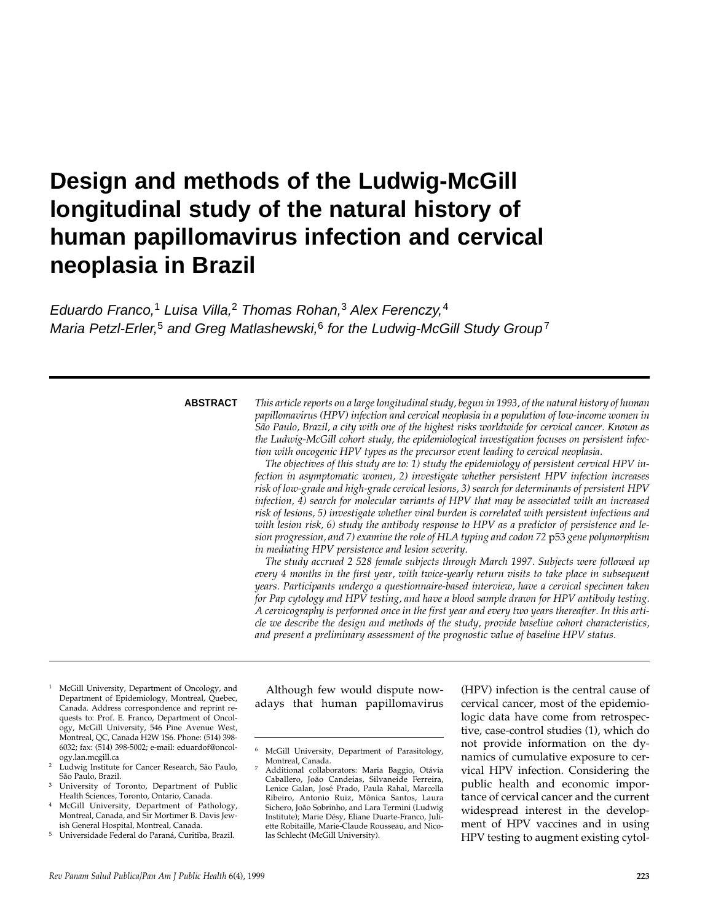# Design and methods of the Ludwig-McGill longitudinal study of the natural history of human papillomavirus infection and cervical neoplasia in Brazil

*Eduardo Franco,[1] Luisa Villa,[2] Thomas Rohan,[3] Alex Ferenczy,[4] Maria Petzl-Erler,[5] and Greg Matlashewski,[6] for the Ludwig-McGill Study Group[7]*

**ABSTRACT**

*This article reports on a large longitudinal study, begun in 1993, of the natural history of human papillomavirus (HPV) infection and cervical neoplasia in a population of low-income women in São Paulo, Brazil, a city with one of the highest risks worldwide for cervical cancer. Known as the Ludwig-McGill cohort study, the epidemiological investigation focuses on persistent infection with oncogenic HPV types as the precursor event leading to cervical neoplasia.*

*The objectives of this study are to: 1) study the epidemiology of persistent cervical HPV infection in asymptomatic women, 2) investigate whether persistent HPV infection increases risk of low-grade and high-grade cervical lesions, 3) search for determinants of persistent HPV infection, 4) search for molecular variants of HPV that may be associated with an increased risk of lesions, 5) investigate whether viral burden is correlated with persistent infections and with lesion risk, 6) study the antibody response to HPV as a predictor of persistence and lesion progression, and 7) examine the role of HLA typing and codon 72* p53 *gene polymorphism in mediating HPV persistence and lesion severity.*

*The study accrued 2 528 female subjects through March 1997. Subjects were followed up every 4 months in the first year, with twice-yearly return visits to take place in subsequent years. Participants undergo a questionnaire-based interview, have a cervical specimen taken for Pap cytology and HPV testing, and have a blood sample drawn for HPV antibody testing. A cervicography is performed once in the first year and every two years thereafter. In this article we describe the design and methods of the study, provide baseline cohort characteristics, and present a preliminary assessment of the prognostic value of baseline HPV status.*

---

Although few would dispute nowadays that human papillomavirus (HPV) infection is the central cause of cervical cancer, most of the epidemiologic data have come from retrospective, case-control studies (1), which do not provide information on the dynamics of cumulative exposure to cervical HPV infection. Considering the public health and economic importance of cervical cancer and the current widespread interest in the development of HPV vaccines and in using HPV testing to augment existing cytol-

---

[1] McGill University, Department of Oncology, and Department of Epidemiology, Montreal, Quebec, Canada. Address correspondence and reprint requests to: Prof. E. Franco, Department of Oncology, McGill University, 546 Pine Avenue West, Montreal, QC, Canada H2W 1S6. Phone: (514) 398-6032; fax: (514) 398-5002; e-mail: eduardof@oncology.lan.mcgill.ca

[2] Ludwig Institute for Cancer Research, São Paulo, São Paulo, Brazil.

[3] University of Toronto, Department of Public Health Sciences, Toronto, Ontario, Canada.

[4] McGill University, Department of Pathology, Montreal, Canada, and Sir Mortimer B. Davis Jewish General Hospital, Montreal, Canada.

[5] Universidade Federal do Paraná, Curitiba, Brazil.

[6] McGill University, Department of Parasitology, Montreal, Canada.

[7] Additional collaborators: Maria Baggio, Otávia Caballero, João Candeias, Silvaneide Ferreira, Lenice Galan, José Prado, Paula Rahal, Marcella Ribeiro, Antonio Ruiz, Mônica Santos, Laura Sichero, João Sobrinho, and Lara Termini (Ludwig Institute); Marie Désy, Eliane Duarte-Franco, Juliette Robitaille, Marie-Claude Rousseau, and Nicolas Schlecht (McGill University).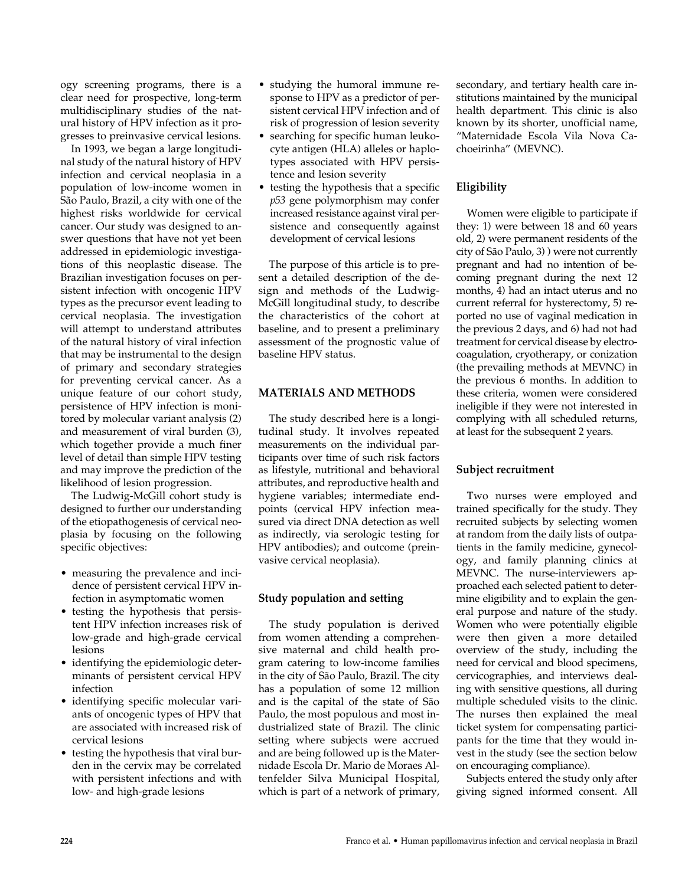ogy screening programs, there is a clear need for prospective, long-term multidisciplinary studies of the natural history of HPV infection as it progresses to preinvasive cervical lesions.

In 1993, we began a large longitudinal study of the natural history of HPV infection and cervical neoplasia in a population of low-income women in São Paulo, Brazil, a city with one of the highest risks worldwide for cervical cancer. Our study was designed to answer questions that have not yet been addressed in epidemiologic investigations of this neoplastic disease. The Brazilian investigation focuses on persistent infection with oncogenic HPV types as the precursor event leading to cervical neoplasia. The investigation will attempt to understand attributes of the natural history of viral infection that may be instrumental to the design of primary and secondary strategies for preventing cervical cancer. As a unique feature of our cohort study, persistence of HPV infection is monitored by molecular variant analysis (2) and measurement of viral burden (3), which together provide a much finer level of detail than simple HPV testing and may improve the prediction of the likelihood of lesion progression.

The Ludwig-McGill cohort study is designed to further our understanding of the etiopathogenesis of cervical neoplasia by focusing on the following specific objectives:

- measuring the prevalence and incidence of persistent cervical HPV infection in asymptomatic women
- testing the hypothesis that persistent HPV infection increases risk of low-grade and high-grade cervical lesions
- identifying the epidemiologic determinants of persistent cervical HPV infection
- identifying specific molecular variants of oncogenic types of HPV that are associated with increased risk of cervical lesions
- testing the hypothesis that viral burden in the cervix may be correlated with persistent infections and with low- and high-grade lesions
- studying the humoral immune response to HPV as a predictor of persistent cervical HPV infection and of risk of progression of lesion severity
- searching for specific human leukocyte antigen (HLA) alleles or haplotypes associated with HPV persistence and lesion severity
- testing the hypothesis that a specific *p53* gene polymorphism may confer increased resistance against viral persistence and consequently against development of cervical lesions

The purpose of this article is to present a detailed description of the design and methods of the Ludwig-McGill longitudinal study, to describe the characteristics of the cohort at baseline, and to present a preliminary assessment of the prognostic value of baseline HPV status.

## MATERIALS AND METHODS

The study described here is a longitudinal study. It involves repeated measurements on the individual participants over time of such risk factors as lifestyle, nutritional and behavioral attributes, and reproductive health and hygiene variables; intermediate endpoints (cervical HPV infection measured via direct DNA detection as well as indirectly, via serologic testing for HPV antibodies); and outcome (preinvasive cervical neoplasia).

### Study population and setting

The study population is derived from women attending a comprehensive maternal and child health program catering to low-income families in the city of São Paulo, Brazil. The city has a population of some 12 million and is the capital of the state of São Paulo, the most populous and most industrialized state of Brazil. The clinic setting where subjects were accrued and are being followed up is the Maternidade Escola Dr. Mario de Moraes Altenfelder Silva Municipal Hospital, which is part of a network of primary, secondary, and tertiary health care institutions maintained by the municipal health department. This clinic is also known by its shorter, unofficial name, "Maternidade Escola Vila Nova Cachoeirinha" (MEVNC).

### Eligibility

Women were eligible to participate if they: 1) were between 18 and 60 years old, 2) were permanent residents of the city of São Paulo, 3) ) were not currently pregnant and had no intention of becoming pregnant during the next 12 months, 4) had an intact uterus and no current referral for hysterectomy, 5) reported no use of vaginal medication in the previous 2 days, and 6) had not had treatment for cervical disease by electrocoagulation, cryotherapy, or conization (the prevailing methods at MEVNC) in the previous 6 months. In addition to these criteria, women were considered ineligible if they were not interested in complying with all scheduled returns, at least for the subsequent 2 years.

### Subject recruitment

Two nurses were employed and trained specifically for the study. They recruited subjects by selecting women at random from the daily lists of outpatients in the family medicine, gynecology, and family planning clinics at MEVNC. The nurse-interviewers approached each selected patient to determine eligibility and to explain the general purpose and nature of the study. Women who were potentially eligible were then given a more detailed overview of the study, including the need for cervical and blood specimens, cervicographies, and interviews dealing with sensitive questions, all during multiple scheduled visits to the clinic. The nurses then explained the meal ticket system for compensating participants for the time that they would invest in the study (see the section below on encouraging compliance).

Subjects entered the study only after giving signed informed consent. All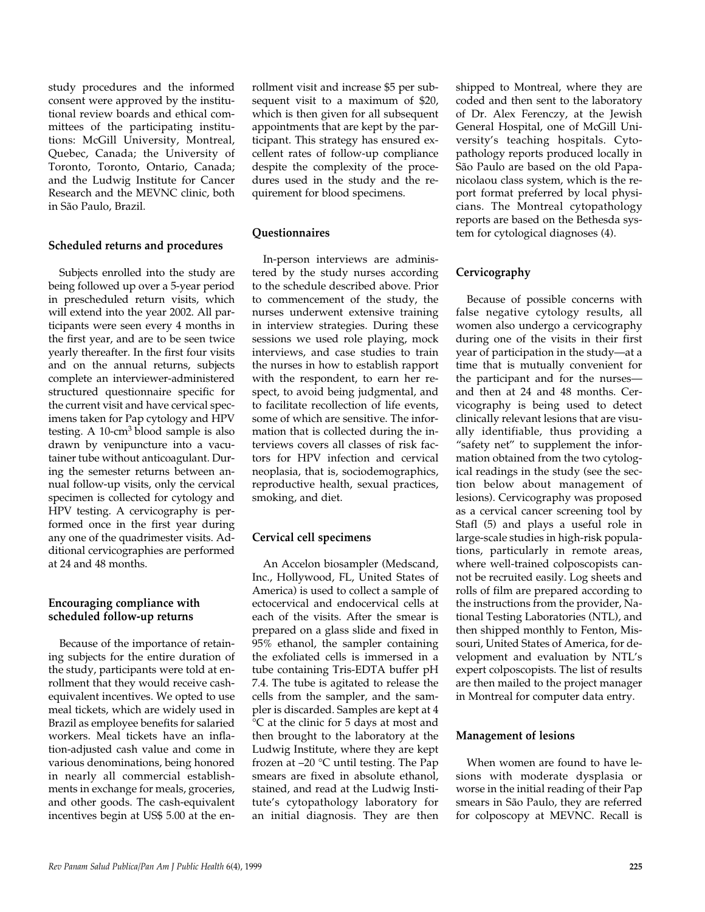study procedures and the informed consent were approved by the institutional review boards and ethical committees of the participating institutions: McGill University, Montreal, Quebec, Canada; the University of Toronto, Toronto, Ontario, Canada; and the Ludwig Institute for Cancer Research and the MEVNC clinic, both in São Paulo, Brazil.

### Scheduled returns and procedures

Subjects enrolled into the study are being followed up over a 5-year period in prescheduled return visits, which will extend into the year 2002. All participants were seen every 4 months in the first year, and are to be seen twice yearly thereafter. In the first four visits and on the annual returns, subjects complete an interviewer-administered structured questionnaire specific for the current visit and have cervical specimens taken for Pap cytology and HPV testing. A 10-$cm^3$ blood sample is also drawn by venipuncture into a vacutainer tube without anticoagulant. During the semester returns between annual follow-up visits, only the cervical specimen is collected for cytology and HPV testing. A cervicography is performed once in the first year during any one of the quadrimester visits. Additional cervicographies are performed at 24 and 48 months.

### Encouraging compliance with scheduled follow-up returns

Because of the importance of retaining subjects for the entire duration of the study, participants were told at enrollment that they would receive cash-equivalent incentives. We opted to use meal tickets, which are widely used in Brazil as employee benefits for salaried workers. Meal tickets have an inflation-adjusted cash value and come in various denominations, being honored in nearly all commercial establishments in exchange for meals, groceries, and other goods. The cash-equivalent incentives begin at US$ 5.00 at the enrollment visit and increase $5 per subsequent visit to a maximum of $20, which is then given for all subsequent appointments that are kept by the participant. This strategy has ensured excellent rates of follow-up compliance despite the complexity of the procedures used in the study and the requirement for blood specimens.

### Questionnaires

In-person interviews are administered by the study nurses according to the schedule described above. Prior to commencement of the study, the nurses underwent extensive training in interview strategies. During these sessions we used role playing, mock interviews, and case studies to train the nurses in how to establish rapport with the respondent, to earn her respect, to avoid being judgmental, and to facilitate recollection of life events, some of which are sensitive. The information that is collected during the interviews covers all classes of risk factors for HPV infection and cervical neoplasia, that is, sociodemographics, reproductive health, sexual practices, smoking, and diet.

### Cervical cell specimens

An Accelon biosampler (Medscand, Inc., Hollywood, FL, United States of America) is used to collect a sample of ectocervical and endocervical cells at each of the visits. After the smear is prepared on a glass slide and fixed in 95% ethanol, the sampler containing the exfoliated cells is immersed in a tube containing Tris-EDTA buffer pH 7.4. The tube is agitated to release the cells from the sampler, and the sampler is discarded. Samples are kept at 4 °C at the clinic for 5 days at most and then brought to the laboratory at the Ludwig Institute, where they are kept frozen at –20 °C until testing. The Pap smears are fixed in absolute ethanol, stained, and read at the Ludwig Institute's cytopathology laboratory for an initial diagnosis. They are then shipped to Montreal, where they are coded and then sent to the laboratory of Dr. Alex Ferenczy, at the Jewish General Hospital, one of McGill University's teaching hospitals. Cytopathology reports produced locally in São Paulo are based on the old Papanicolaou class system, which is the report format preferred by local physicians. The Montreal cytopathology reports are based on the Bethesda system for cytological diagnoses (4).

### Cervicography

Because of possible concerns with false negative cytology results, all women also undergo a cervicography during one of the visits in their first year of participation in the study—at a time that is mutually convenient for the participant and for the nurses—and then at 24 and 48 months. Cervicography is being used to detect clinically relevant lesions that are visually identifiable, thus providing a "safety net" to supplement the information obtained from the two cytological readings in the study (see the section below about management of lesions). Cervicography was proposed as a cervical cancer screening tool by Stafl (5) and plays a useful role in large-scale studies in high-risk populations, particularly in remote areas, where well-trained colposcopists cannot be recruited easily. Log sheets and rolls of film are prepared according to the instructions from the provider, National Testing Laboratories (NTL), and then shipped monthly to Fenton, Missouri, United States of America, for development and evaluation by NTL's expert colposcopists. The list of results are then mailed to the project manager in Montreal for computer data entry.

### Management of lesions

When women are found to have lesions with moderate dysplasia or worse in the initial reading of their Pap smears in São Paulo, they are referred for colposcopy at MEVNC. Recall is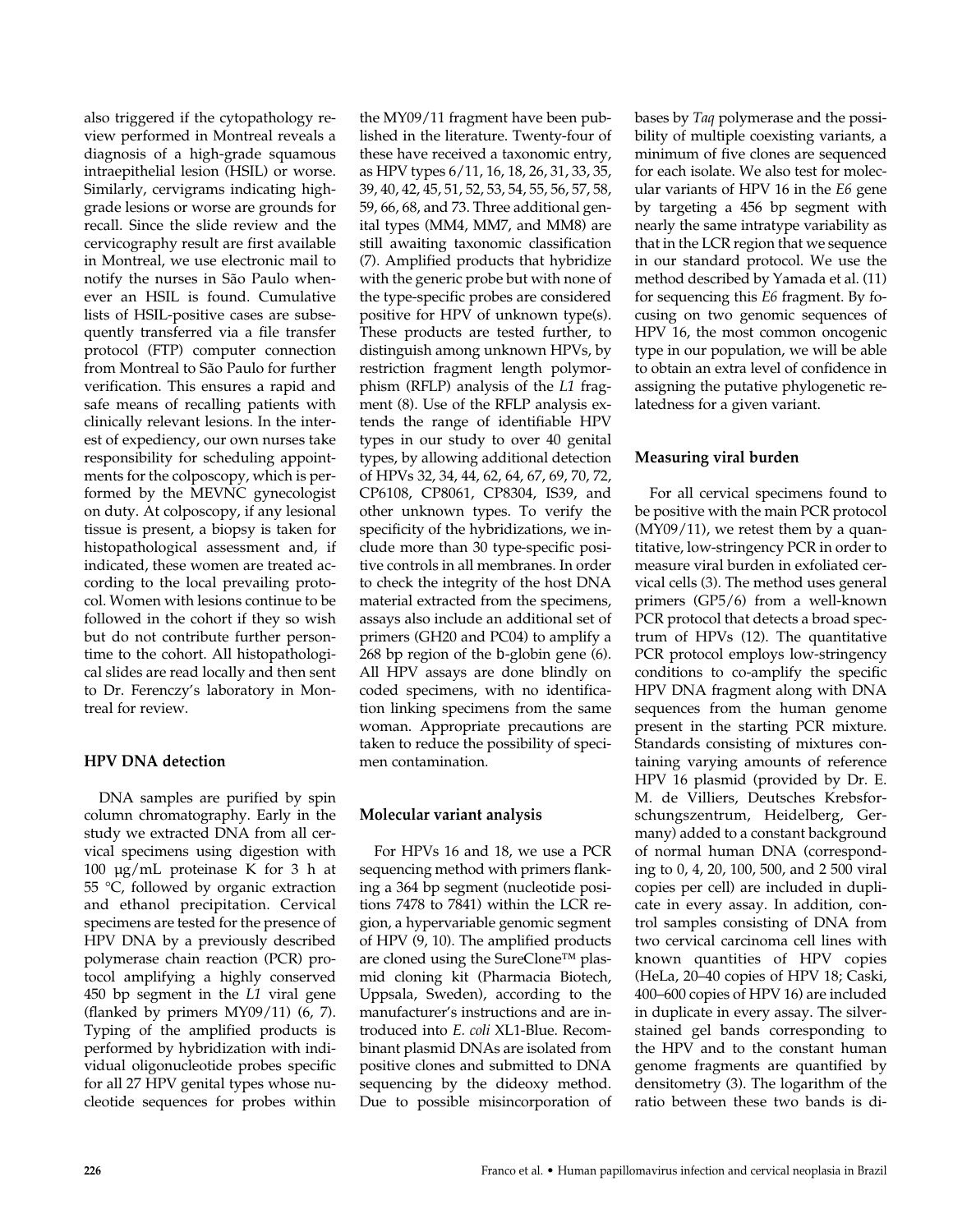also triggered if the cytopathology review performed in Montreal reveals a diagnosis of a high-grade squamous intraepithelial lesion (HSIL) or worse. Similarly, cervigrams indicating high-grade lesions or worse are grounds for recall. Since the slide review and the cervicography result are first available in Montreal, we use electronic mail to notify the nurses in São Paulo whenever an HSIL is found. Cumulative lists of HSIL-positive cases are subsequently transferred via a file transfer protocol (FTP) computer connection from Montreal to São Paulo for further verification. This ensures a rapid and safe means of recalling patients with clinically relevant lesions. In the interest of expediency, our own nurses take responsibility for scheduling appointments for the colposcopy, which is performed by the MEVNC gynecologist on duty. At colposcopy, if any lesional tissue is present, a biopsy is taken for histopathological assessment and, if indicated, these women are treated according to the local prevailing protocol. Women with lesions continue to be followed in the cohort if they so wish but do not contribute further person-time to the cohort. All histopathological slides are read locally and then sent to Dr. Ferenczy's laboratory in Montreal for review.

### HPV DNA detection

DNA samples are purified by spin column chromatography. Early in the study we extracted DNA from all cervical specimens using digestion with 100 µg/mL proteinase K for 3 h at 55 °C, followed by organic extraction and ethanol precipitation. Cervical specimens are tested for the presence of HPV DNA by a previously described polymerase chain reaction (PCR) protocol amplifying a highly conserved 450 bp segment in the *L1* viral gene (flanked by primers MY09/11) (6, 7). Typing of the amplified products is performed by hybridization with individual oligonucleotide probes specific for all 27 HPV genital types whose nucleotide sequences for probes within the MY09/11 fragment have been published in the literature. Twenty-four of these have received a taxonomic entry, as HPV types 6/11, 16, 18, 26, 31, 33, 35, 39, 40, 42, 45, 51, 52, 53, 54, 55, 56, 57, 58, 59, 66, 68, and 73. Three additional genital types (MM4, MM7, and MM8) are still awaiting taxonomic classification (7). Amplified products that hybridize with the generic probe but with none of the type-specific probes are considered positive for HPV of unknown type(s). These products are tested further, to distinguish among unknown HPVs, by restriction fragment length polymorphism (RFLP) analysis of the *L1* fragment (8). Use of the RFLP analysis extends the range of identifiable HPV types in our study to over 40 genital types, by allowing additional detection of HPVs 32, 34, 44, 62, 64, 67, 69, 70, 72, CP6108, CP8061, CP8304, IS39, and other unknown types. To verify the specificity of the hybridizations, we include more than 30 type-specific positive controls in all membranes. In order to check the integrity of the host DNA material extracted from the specimens, assays also include an additional set of primers (GH20 and PC04) to amplify a 268 bp region of the b-globin gene (6). All HPV assays are done blindly on coded specimens, with no identification linking specimens from the same woman. Appropriate precautions are taken to reduce the possibility of specimen contamination.

### Molecular variant analysis

For HPVs 16 and 18, we use a PCR sequencing method with primers flanking a 364 bp segment (nucleotide positions 7478 to 7841) within the LCR region, a hypervariable genomic segment of HPV (9, 10). The amplified products are cloned using the SureClone™ plasmid cloning kit (Pharmacia Biotech, Uppsala, Sweden), according to the manufacturer's instructions and are introduced into *E. coli* XL1-Blue. Recombinant plasmid DNAs are isolated from positive clones and submitted to DNA sequencing by the dideoxy method. Due to possible misincorporation of bases by *Taq* polymerase and the possibility of multiple coexisting variants, a minimum of five clones are sequenced for each isolate. We also test for molecular variants of HPV 16 in the *E6* gene by targeting a 456 bp segment with nearly the same intratype variability as that in the LCR region that we sequence in our standard protocol. We use the method described by Yamada et al. (11) for sequencing this *E6* fragment. By focusing on two genomic sequences of HPV 16, the most common oncogenic type in our population, we will be able to obtain an extra level of confidence in assigning the putative phylogenetic relatedness for a given variant.

### Measuring viral burden

For all cervical specimens found to be positive with the main PCR protocol (MY09/11), we retest them by a quantitative, low-stringency PCR in order to measure viral burden in exfoliated cervical cells (3). The method uses general primers (GP5/6) from a well-known PCR protocol that detects a broad spectrum of HPVs (12). The quantitative PCR protocol employs low-stringency conditions to co-amplify the specific HPV DNA fragment along with DNA sequences from the human genome present in the starting PCR mixture. Standards consisting of mixtures containing varying amounts of reference HPV 16 plasmid (provided by Dr. E. M. de Villiers, Deutsches Krebsforschungszentrum, Heidelberg, Germany) added to a constant background of normal human DNA (corresponding to 0, 4, 20, 100, 500, and 2 500 viral copies per cell) are included in duplicate in every assay. In addition, control samples consisting of DNA from two cervical carcinoma cell lines with known quantities of HPV copies (HeLa, 20–40 copies of HPV 18; Caski, 400–600 copies of HPV 16) are included in duplicate in every assay. The silver-stained gel bands corresponding to the HPV and to the constant human genome fragments are quantified by densitometry (3). The logarithm of the ratio between these two bands is di-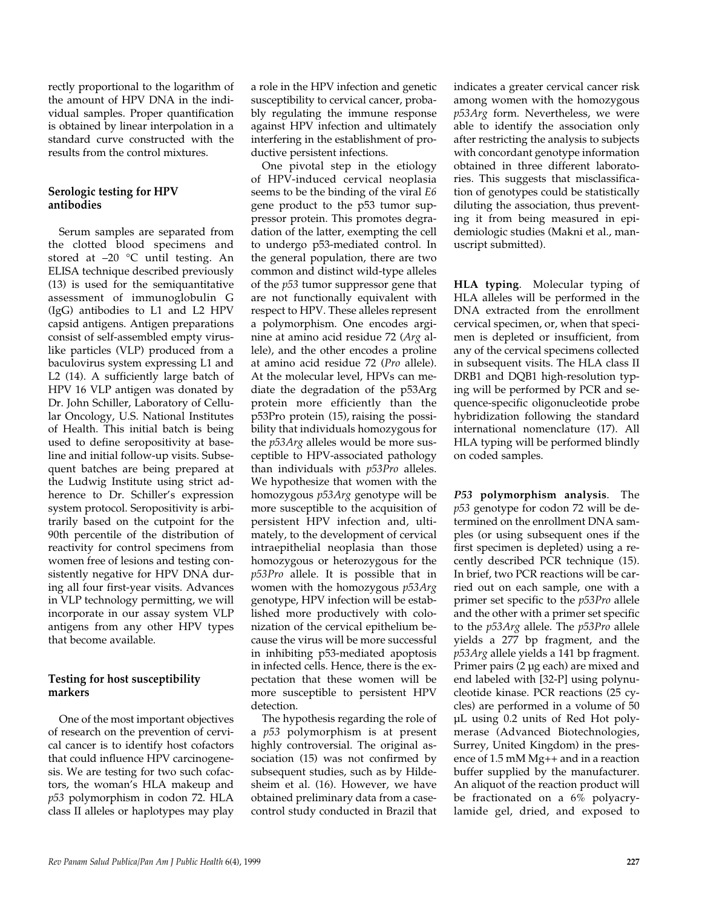rectly proportional to the logarithm of the amount of HPV DNA in the individual samples. Proper quantification is obtained by linear interpolation in a standard curve constructed with the results from the control mixtures.

### Serologic testing for HPV antibodies

Serum samples are separated from the clotted blood specimens and stored at –20 °C until testing. An ELISA technique described previously (13) is used for the semiquantitative assessment of immunoglobulin G (IgG) antibodies to L1 and L2 HPV capsid antigens. Antigen preparations consist of self-assembled empty virus-like particles (VLP) produced from a baculovirus system expressing L1 and L2 (14). A sufficiently large batch of HPV 16 VLP antigen was donated by Dr. John Schiller, Laboratory of Cellular Oncology, U.S. National Institutes of Health. This initial batch is being used to define seropositivity at baseline and initial follow-up visits. Subsequent batches are being prepared at the Ludwig Institute using strict adherence to Dr. Schiller's expression system protocol. Seropositivity is arbitrarily based on the cutpoint for the 90th percentile of the distribution of reactivity for control specimens from women free of lesions and testing consistently negative for HPV DNA during all four first-year visits. Advances in VLP technology permitting, we will incorporate in our assay system VLP antigens from any other HPV types that become available.

### Testing for host susceptibility markers

One of the most important objectives of research on the prevention of cervical cancer is to identify host cofactors that could influence HPV carcinogenesis. We are testing for two such cofactors, the woman's HLA makeup and *p53* polymorphism in codon 72. HLA class II alleles or haplotypes may play a role in the HPV infection and genetic susceptibility to cervical cancer, probably regulating the immune response against HPV infection and ultimately interfering in the establishment of productive persistent infections.

One pivotal step in the etiology of HPV-induced cervical neoplasia seems to be the binding of the viral *E6* gene product to the p53 tumor suppressor protein. This promotes degradation of the latter, exempting the cell to undergo p53-mediated control. In the general population, there are two common and distinct wild-type alleles of the *p53* tumor suppressor gene that are not functionally equivalent with respect to HPV. These alleles represent a polymorphism. One encodes arginine at amino acid residue 72 (*Arg* allele), and the other encodes a proline at amino acid residue 72 (*Pro* allele). At the molecular level, HPVs can mediate the degradation of the p53Arg protein more efficiently than the p53Pro protein (15), raising the possibility that individuals homozygous for the *p53Arg* alleles would be more susceptible to HPV-associated pathology than individuals with *p53Pro* alleles. We hypothesize that women with the homozygous *p53Arg* genotype will be more susceptible to the acquisition of persistent HPV infection and, ultimately, to the development of cervical intraepithelial neoplasia than those homozygous or heterozygous for the *p53Pro* allele. It is possible that in women with the homozygous *p53Arg* genotype, HPV infection will be established more productively with colonization of the cervical epithelium because the virus will be more successful in inhibiting p53-mediated apoptosis in infected cells. Hence, there is the expectation that these women will be more susceptible to persistent HPV detection.

The hypothesis regarding the role of a *p53* polymorphism is at present highly controversial. The original association (15) was not confirmed by subsequent studies, such as by Hildesheim et al. (16). However, we have obtained preliminary data from a case-control study conducted in Brazil that indicates a greater cervical cancer risk among women with the homozygous *p53Arg* form. Nevertheless, we were able to identify the association only after restricting the analysis to subjects with concordant genotype information obtained in three different laboratories. This suggests that misclassification of genotypes could be statistically diluting the association, thus preventing it from being measured in epidemiologic studies (Makni et al., manuscript submitted).

**HLA typing**. Molecular typing of HLA alleles will be performed in the DNA extracted from the enrollment cervical specimen, or, when that specimen is depleted or insufficient, from any of the cervical specimens collected in subsequent visits. The HLA class II DRB1 and DQB1 high-resolution typing will be performed by PCR and sequence-specific oligonucleotide probe hybridization following the standard international nomenclature (17). All HLA typing will be performed blindly on coded samples.

***P53* polymorphism analysis**. The *p53* genotype for codon 72 will be determined on the enrollment DNA samples (or using subsequent ones if the first specimen is depleted) using a recently described PCR technique (15). In brief, two PCR reactions will be carried out on each sample, one with a primer set specific to the *p53Pro* allele and the other with a primer set specific to the *p53Arg* allele. The *p53Pro* allele yields a 277 bp fragment, and the *p53Arg* allele yields a 141 bp fragment. Primer pairs (2 µg each) are mixed and end labeled with [32-P] using polynucleotide kinase. PCR reactions (25 cycles) are performed in a volume of 50 µL using 0.2 units of Red Hot polymerase (Advanced Biotechnologies, Surrey, United Kingdom) in the presence of 1.5 mM Mg++ and in a reaction buffer supplied by the manufacturer. An aliquot of the reaction product will be fractionated on a 6% polyacrylamide gel, dried, and exposed to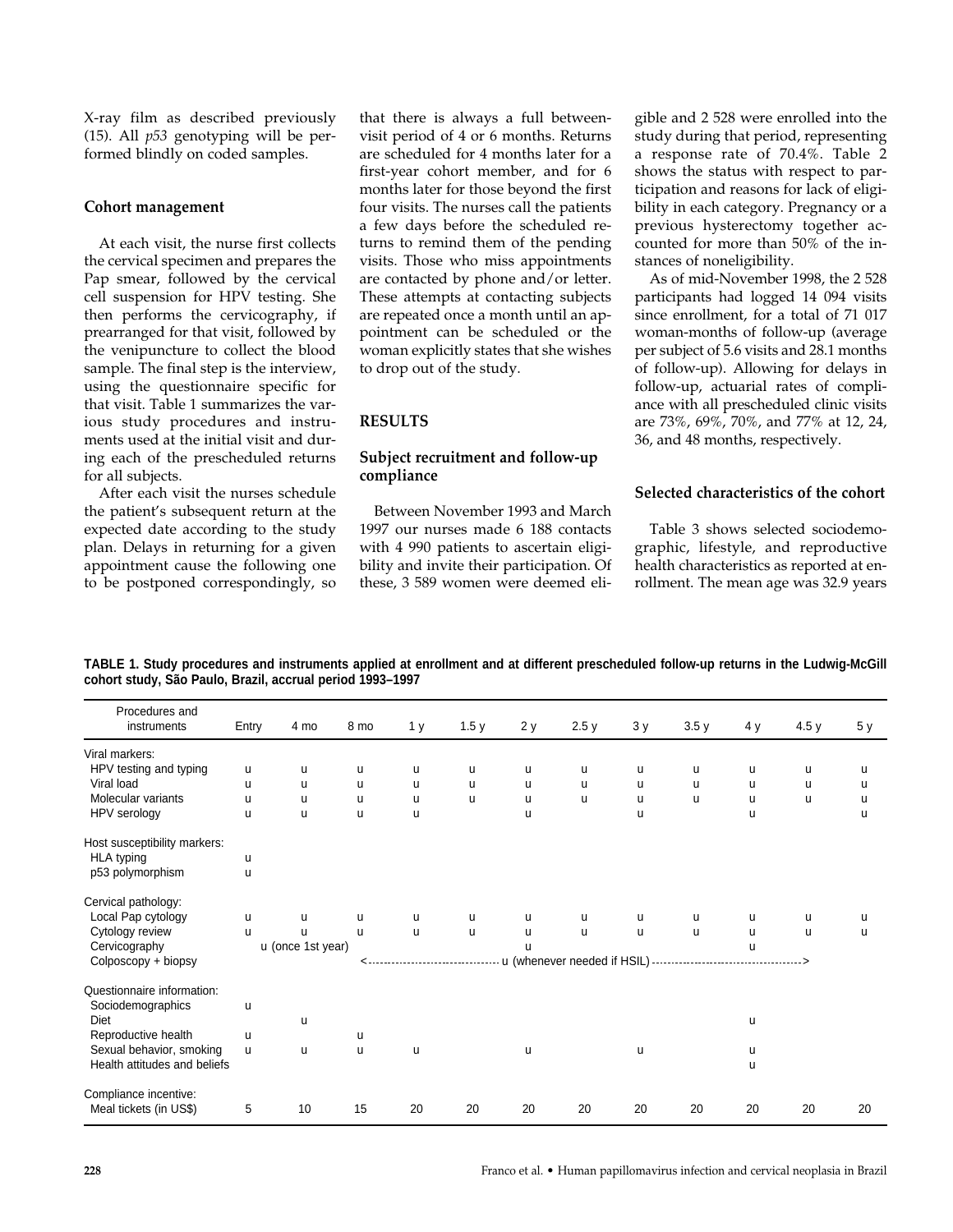X-ray film as described previously (15). All *p53* genotyping will be performed blindly on coded samples.

### Cohort management

At each visit, the nurse first collects the cervical specimen and prepares the Pap smear, followed by the cervical cell suspension for HPV testing. She then performs the cervicography, if prearranged for that visit, followed by the venipuncture to collect the blood sample. The final step is the interview, using the questionnaire specific for that visit. Table 1 summarizes the various study procedures and instruments used at the initial visit and during each of the prescheduled returns for all subjects.

After each visit the nurses schedule the patient's subsequent return at the expected date according to the study plan. Delays in returning for a given appointment cause the following one to be postponed correspondingly, so that there is always a full between-visit period of 4 or 6 months. Returns are scheduled for 4 months later for a first-year cohort member, and for 6 months later for those beyond the first four visits. The nurses call the patients a few days before the scheduled returns to remind them of the pending visits. Those who miss appointments are contacted by phone and/or letter. These attempts at contacting subjects are repeated once a month until an appointment can be scheduled or the woman explicitly states that she wishes to drop out of the study.

## RESULTS

### Subject recruitment and follow-up compliance

Between November 1993 and March 1997 our nurses made 6 188 contacts with 4 990 patients to ascertain eligibility and invite their participation. Of these, 3 589 women were deemed eligible and 2 528 were enrolled into the study during that period, representing a response rate of 70.4%. Table 2 shows the status with respect to participation and reasons for lack of eligibility in each category. Pregnancy or a previous hysterectomy together accounted for more than 50% of the instances of noneligibility.

As of mid-November 1998, the 2 528 participants had logged 14 094 visits since enrollment, for a total of 71 017 woman-months of follow-up (average per subject of 5.6 visits and 28.1 months of follow-up). Allowing for delays in follow-up, actuarial rates of compliance with all prescheduled clinic visits are 73%, 69%, 70%, and 77% at 12, 24, 36, and 48 months, respectively.

### Selected characteristics of the cohort

Table 3 shows selected sociodemographic, lifestyle, and reproductive health characteristics as reported at enrollment. The mean age was 32.9 years

**TABLE 1. Study procedures and instruments applied at enrollment and at different prescheduled follow-up returns in the Ludwig-McGill cohort study, São Paulo, Brazil, accrual period 1993–1997**

| Procedures and instruments | Entry | 4 mo | 8 mo | 1 y | 1.5 y | 2 y | 2.5 y | 3 y | 3.5 y | 4 y | 4.5 y | 5 y |
|---|---|---|---|---|---|---|---|---|---|---|---|---|
| Viral markers: | | | | | | | | | | | | |
| HPV testing and typing | u | u | u | u | u | u | u | u | u | u | u | u |
| Viral load | u | u | u | u | u | u | u | u | u | u | u | u |
| Molecular variants | u | u | u | u | u | u | u | u | u | u | u | u |
| HPV serology | u | u | u | u | | u | | u | | u | | u |
| Host susceptibility markers: | | | | | | | | | | | | |
| HLA typing | u | | | | | | | | | | | |
| p53 polymorphism | u | | | | | | | | | | | |
| Cervical pathology: | | | | | | | | | | | | |
| Local Pap cytology | u | u | u | u | u | u | u | u | u | u | u | u |
| Cytology review | u | u | u | u | u | u | u | u | u | u | u | u |
| Cervicography | | u (once 1st year) | | | | u | | | | u | | |
| Colposcopy + biopsy | | | <---- u (whenever needed if HSIL) ----> | | | | | | | | | |
| Questionnaire information: | | | | | | | | | | | | |
| Sociodemographics | u | | | | | | | | | | | |
| Diet | | u | | | | | | | | u | | |
| Reproductive health | u | | u | | | | | | | | | |
| Sexual behavior, smoking | u | u | u | u | | u | | u | | u | | |
| Health attitudes and beliefs | | | | | | | | | | u | | |
| Compliance incentive: | | | | | | | | | | | | |
| Meal tickets (in US$) | 5 | 10 | 15 | 20 | 20 | 20 | 20 | 20 | 20 | 20 | 20 | 20 |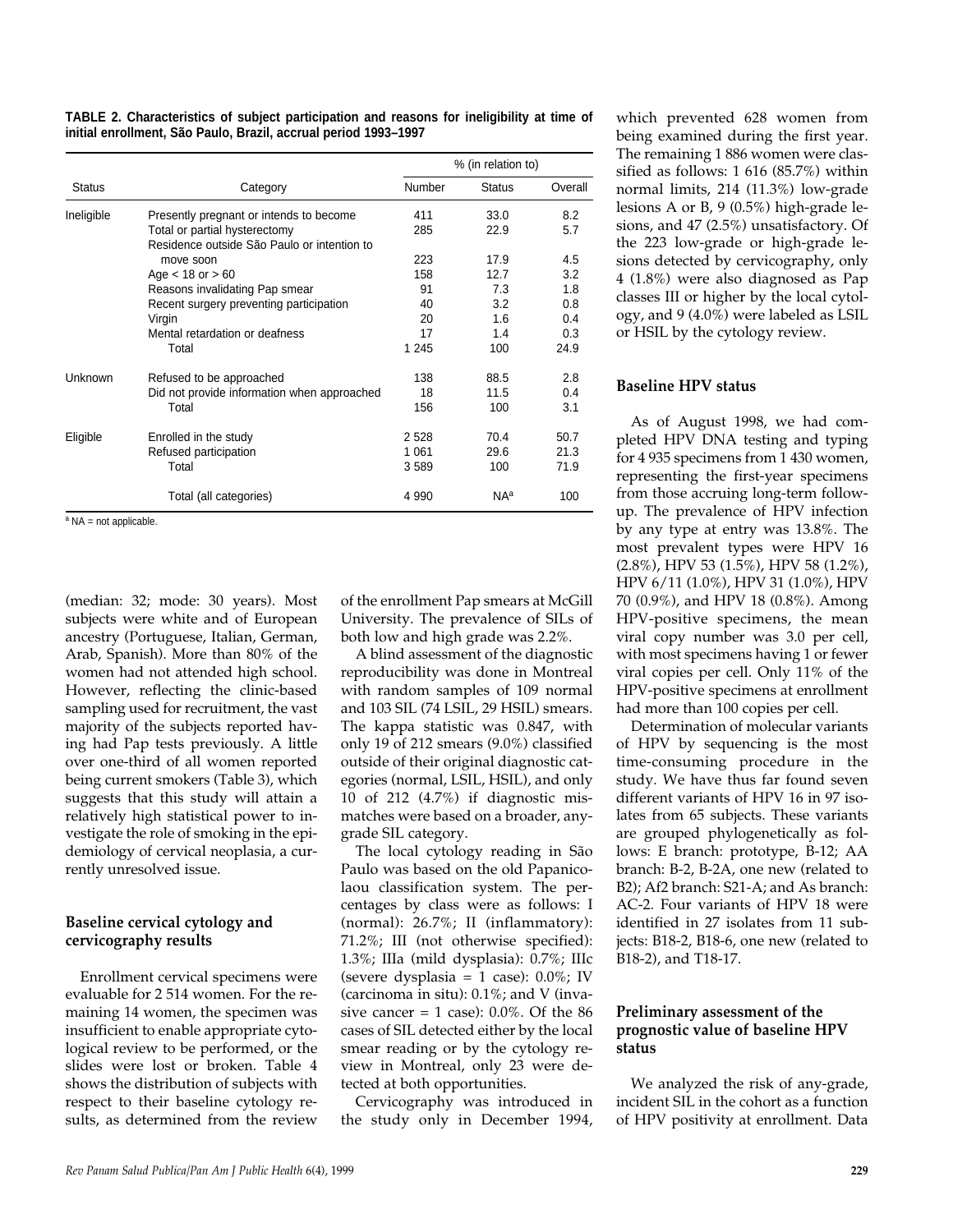**TABLE 2. Characteristics of subject participation and reasons for ineligibility at time of initial enrollment, São Paulo, Brazil, accrual period 1993–1997**

| Status | Category | Number | % (in relation to) Status | Overall |
|---|---|---|---|---|
| Ineligible | Presently pregnant or intends to become | 411 | 33.0 | 8.2 |
| | Total or partial hysterectomy | 285 | 22.9 | 5.7 |
| | Residence outside São Paulo or intention to move soon | 223 | 17.9 | 4.5 |
| | Age < 18 or > 60 | 158 | 12.7 | 3.2 |
| | Reasons invalidating Pap smear | 91 | 7.3 | 1.8 |
| | Recent surgery preventing participation | 40 | 3.2 | 0.8 |
| | Virgin | 20 | 1.6 | 0.4 |
| | Mental retardation or deafness | 17 | 1.4 | 0.3 |
| | Total | 1 245 | 100 | 24.9 |
| Unknown | Refused to be approached | 138 | 88.5 | 2.8 |
| | Did not provide information when approached | 18 | 11.5 | 0.4 |
| | Total | 156 | 100 | 3.1 |
| Eligible | Enrolled in the study | 2 528 | 70.4 | 50.7 |
| | Refused participation | 1 061 | 29.6 | 21.3 |
| | Total | 3 589 | 100 | 71.9 |
| | Total (all categories) | 4 990 | NA[a] | 100 |

[a] NA = not applicable.

(median: 32; mode: 30 years). Most subjects were white and of European ancestry (Portuguese, Italian, German, Arab, Spanish). More than 80% of the women had not attended high school. However, reflecting the clinic-based sampling used for recruitment, the vast majority of the subjects reported having had Pap tests previously. A little over one-third of all women reported being current smokers (Table 3), which suggests that this study will attain a relatively high statistical power to investigate the role of smoking in the epidemiology of cervical neoplasia, a currently unresolved issue.

## Baseline cervical cytology and cervicography results

Enrollment cervical specimens were evaluable for 2 514 women. For the remaining 14 women, the specimen was insufficient to enable appropriate cytological review to be performed, or the slides were lost or broken. Table 4 shows the distribution of subjects with respect to their baseline cytology results, as determined from the review of the enrollment Pap smears at McGill University. The prevalence of SILs of both low and high grade was 2.2%.

A blind assessment of the diagnostic reproducibility was done in Montreal with random samples of 109 normal and 103 SIL (74 LSIL, 29 HSIL) smears. The kappa statistic was 0.847, with only 19 of 212 smears (9.0%) classified outside of their original diagnostic categories (normal, LSIL, HSIL), and only 10 of 212 (4.7%) if diagnostic mismatches were based on a broader, any-grade SIL category.

The local cytology reading in São Paulo was based on the old Papanicolaou classification system. The percentages by class were as follows: I (normal): 26.7%; II (inflammatory): 71.2%; III (not otherwise specified): 1.3%; IIIa (mild dysplasia): 0.7%; IIIc (severe dysplasia = 1 case): 0.0%; IV (carcinoma in situ): 0.1%; and V (invasive cancer = 1 case): 0.0%. Of the 86 cases of SIL detected either by the local smear reading or by the cytology review in Montreal, only 23 were detected at both opportunities.

Cervicography was introduced in the study only in December 1994, which prevented 628 women from being examined during the first year. The remaining 1 886 women were classified as follows: 1 616 (85.7%) within normal limits, 214 (11.3%) low-grade lesions A or B, 9 (0.5%) high-grade lesions, and 47 (2.5%) unsatisfactory. Of the 223 low-grade or high-grade lesions detected by cervicography, only 4 (1.8%) were also diagnosed as Pap classes III or higher by the local cytology, and 9 (4.0%) were labeled as LSIL or HSIL by the cytology review.

## Baseline HPV status

As of August 1998, we had completed HPV DNA testing and typing for 4 935 specimens from 1 430 women, representing the first-year specimens from those accruing long-term follow-up. The prevalence of HPV infection by any type at entry was 13.8%. The most prevalent types were HPV 16 (2.8%), HPV 53 (1.5%), HPV 58 (1.2%), HPV 6/11 (1.0%), HPV 31 (1.0%), HPV 70 (0.9%), and HPV 18 (0.8%). Among HPV-positive specimens, the mean viral copy number was 3.0 per cell, with most specimens having 1 or fewer viral copies per cell. Only 11% of the HPV-positive specimens at enrollment had more than 100 copies per cell.

Determination of molecular variants of HPV by sequencing is the most time-consuming procedure in the study. We have thus far found seven different variants of HPV 16 in 97 isolates from 65 subjects. These variants are grouped phylogenetically as follows: E branch: prototype, B-12; AA branch: B-2, B-2A, one new (related to B2); Af2 branch: S21-A; and As branch: AC-2. Four variants of HPV 18 were identified in 27 isolates from 11 subjects: B18-2, B18-6, one new (related to B18-2), and T18-17.

## Preliminary assessment of the prognostic value of baseline HPV status

We analyzed the risk of any-grade, incident SIL in the cohort as a function of HPV positivity at enrollment. Data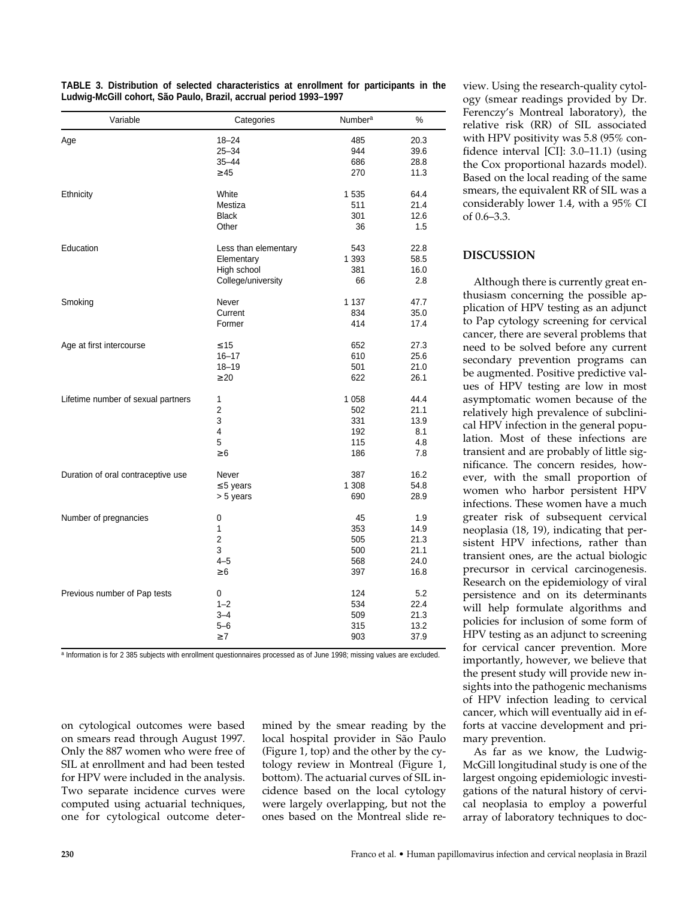**TABLE 3. Distribution of selected characteristics at enrollment for participants in the Ludwig-McGill cohort, São Paulo, Brazil, accrual period 1993–1997**

| Variable | Categories | Number[a] | % |
|---|---|---|---|
| Age | 18–24 | 485 | 20.3 |
| | 25–34 | 944 | 39.6 |
| | 35–44 | 686 | 28.8 |
| | ≥ 45 | 270 | 11.3 |
| Ethnicity | White | 1 535 | 64.4 |
| | Mestiza | 511 | 21.4 |
| | Black | 301 | 12.6 |
| | Other | 36 | 1.5 |
| Education | Less than elementary | 543 | 22.8 |
| | Elementary | 1 393 | 58.5 |
| | High school | 381 | 16.0 |
| | College/university | 66 | 2.8 |
| Smoking | Never | 1 137 | 47.7 |
| | Current | 834 | 35.0 |
| | Former | 414 | 17.4 |
| Age at first intercourse | ≤ 15 | 652 | 27.3 |
| | 16–17 | 610 | 25.6 |
| | 18–19 | 501 | 21.0 |
| | ≥ 20 | 622 | 26.1 |
| Lifetime number of sexual partners | 1 | 1 058 | 44.4 |
| | 2 | 502 | 21.1 |
| | 3 | 331 | 13.9 |
| | 4 | 192 | 8.1 |
| | 5 | 115 | 4.8 |
| | ≥ 6 | 186 | 7.8 |
| Duration of oral contraceptive use | Never | 387 | 16.2 |
| | ≤ 5 years | 1 308 | 54.8 |
| | > 5 years | 690 | 28.9 |
| Number of pregnancies | 0 | 45 | 1.9 |
| | 1 | 353 | 14.9 |
| | 2 | 505 | 21.3 |
| | 3 | 500 | 21.1 |
| | 4–5 | 568 | 24.0 |
| | ≥ 6 | 397 | 16.8 |
| Previous number of Pap tests | 0 | 124 | 5.2 |
| | 1–2 | 534 | 22.4 |
| | 3–4 | 509 | 21.3 |
| | 5–6 | 315 | 13.2 |
| | ≥ 7 | 903 | 37.9 |

[a] Information is for 2 385 subjects with enrollment questionnaires processed as of June 1998; missing values are excluded.

on cytological outcomes were based on smears read through August 1997. Only the 887 women who were free of SIL at enrollment and had been tested for HPV were included in the analysis. Two separate incidence curves were computed using actuarial techniques, one for cytological outcome determined by the smear reading by the local hospital provider in São Paulo (Figure 1, top) and the other by the cytology review in Montreal (Figure 1, bottom). The actuarial curves of SIL incidence based on the local cytology were largely overlapping, but not the ones based on the Montreal slide review. Using the research-quality cytology (smear readings provided by Dr. Ferenczy's Montreal laboratory), the relative risk (RR) of SIL associated with HPV positivity was 5.8 (95% confidence interval [CI]: 3.0–11.1) (using the Cox proportional hazards model). Based on the local reading of the same smears, the equivalent RR of SIL was a considerably lower 1.4, with a 95% CI of 0.6–3.3.

## DISCUSSION

Although there is currently great enthusiasm concerning the possible application of HPV testing as an adjunct to Pap cytology screening for cervical cancer, there are several problems that need to be solved before any current secondary prevention programs can be augmented. Positive predictive values of HPV testing are low in most asymptomatic women because of the relatively high prevalence of subclinical HPV infection in the general population. Most of these infections are transient and are probably of little significance. The concern resides, however, with the small proportion of women who harbor persistent HPV infections. These women have a much greater risk of subsequent cervical neoplasia (18, 19), indicating that persistent HPV infections, rather than transient ones, are the actual biologic precursor in cervical carcinogenesis. Research on the epidemiology of viral persistence and on its determinants will help formulate algorithms and policies for inclusion of some form of HPV testing as an adjunct to screening for cervical cancer prevention. More importantly, however, we believe that the present study will provide new insights into the pathogenic mechanisms of HPV infection leading to cervical cancer, which will eventually aid in efforts at vaccine development and primary prevention.

As far as we know, the Ludwig-McGill longitudinal study is one of the largest ongoing epidemiologic investigations of the natural history of cervical neoplasia to employ a powerful array of laboratory techniques to doc-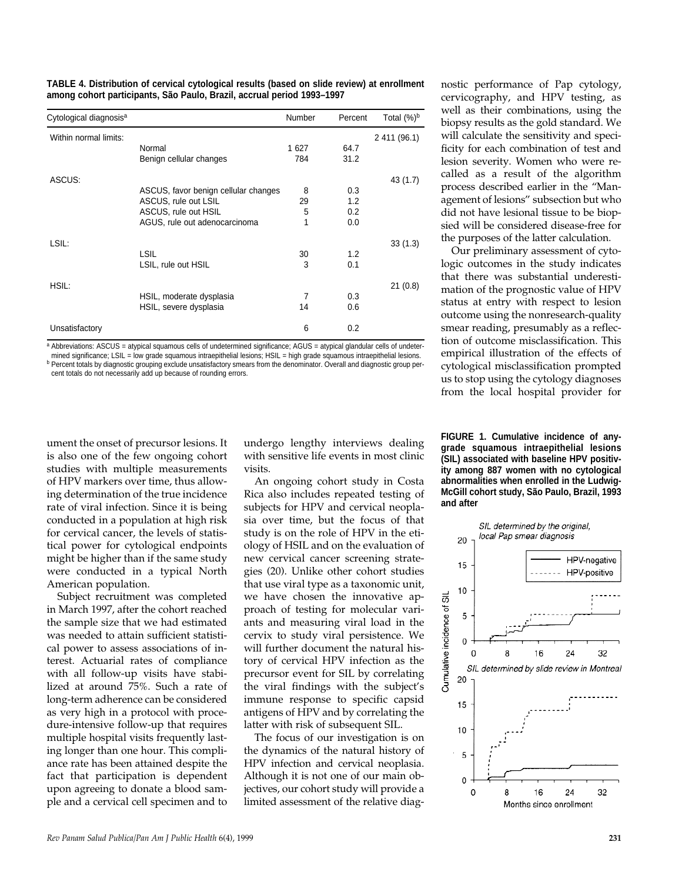**TABLE 4. Distribution of cervical cytological results (based on slide review) at enrollment among cohort participants, São Paulo, Brazil, accrual period 1993–1997**

| Cytological diagnosis[a] | | Number | Percent | Total (%)[b] |
|---|---|---|---|---|
| Within normal limits: | | | | 2 411 (96.1) |
| | Normal | 1 627 | 64.7 | |
| | Benign cellular changes | 784 | 31.2 | |
| ASCUS: | | | | 43 (1.7) |
| | ASCUS, favor benign cellular changes | 8 | 0.3 | |
| | ASCUS, rule out LSIL | 29 | 1.2 | |
| | ASCUS, rule out HSIL | 5 | 0.2 | |
| | AGUS, rule out adenocarcinoma | 1 | 0.0 | |
| LSIL: | | | | 33 (1.3) |
| | LSIL | 30 | 1.2 | |
| | LSIL, rule out HSIL | 3 | 0.1 | |
| HSIL: | | | | 21 (0.8) |
| | HSIL, moderate dysplasia | 7 | 0.3 | |
| | HSIL, severe dysplasia | 14 | 0.6 | |
| Unsatisfactory | | 6 | 0.2 | |

[a] Abbreviations: ASCUS = atypical squamous cells of undetermined significance; AGUS = atypical glandular cells of undetermined significance; LSIL = low grade squamous intraepithelial lesions; HSIL = high grade squamous intraepithelial lesions.
[b] Percent totals by diagnostic grouping exclude unsatisfactory smears from the denominator. Overall and diagnostic group percent totals do not necessarily add up because of rounding errors.

ument the onset of precursor lesions. It is also one of the few ongoing cohort studies with multiple measurements of HPV markers over time, thus allowing determination of the true incidence rate of viral infection. Since it is being conducted in a population at high risk for cervical cancer, the levels of statistical power for cytological endpoints might be higher than if the same study were conducted in a typical North American population.

Subject recruitment was completed in March 1997, after the cohort reached the sample size that we had estimated was needed to attain sufficient statistical power to assess associations of interest. Actuarial rates of compliance with all follow-up visits have stabilized at around 75%. Such a rate of long-term adherence can be considered as very high in a protocol with procedure-intensive follow-up that requires multiple hospital visits frequently lasting longer than one hour. This compliance rate has been attained despite the fact that participation is dependent upon agreeing to donate a blood sample and a cervical cell specimen and to undergo lengthy interviews dealing with sensitive life events in most clinic visits.

An ongoing cohort study in Costa Rica also includes repeated testing of subjects for HPV and cervical neoplasia over time, but the focus of that study is on the role of HPV in the etiology of HSIL and on the evaluation of new cervical cancer screening strategies (20). Unlike other cohort studies that use viral type as a taxonomic unit, we have chosen the innovative approach of testing for molecular variants and measuring viral load in the cervix to study viral persistence. We will further document the natural history of cervical HPV infection as the precursor event for SIL by correlating the viral findings with the subject's immune response to specific capsid antigens of HPV and by correlating the latter with risk of subsequent SIL.

The focus of our investigation is on the dynamics of the natural history of HPV infection and cervical neoplasia. Although it is not one of our main objectives, our cohort study will provide a limited assessment of the relative diagnostic performance of Pap cytology, cervicography, and HPV testing, as well as their combinations, using the biopsy results as the gold standard. We will calculate the sensitivity and specificity for each combination of test and lesion severity. Women who were recalled as a result of the algorithm process described earlier in the "Management of lesions" subsection but who did not have lesional tissue to be biopsied will be considered disease-free for the purposes of the latter calculation.

Our preliminary assessment of cytologic outcomes in the study indicates that there was substantial underestimation of the prognostic value of HPV status at entry with respect to lesion outcome using the nonresearch-quality smear reading, presumably as a reflection of outcome misclassification. This empirical illustration of the effects of cytological misclassification prompted us to stop using the cytology diagnoses from the local hospital provider for

**FIGURE 1. Cumulative incidence of any-grade squamous intraepithelial lesions (SIL) associated with baseline HPV positivity among 887 women with no cytological abnormalities when enrolled in the Ludwig-McGill cohort study, São Paulo, Brazil, 1993 and after**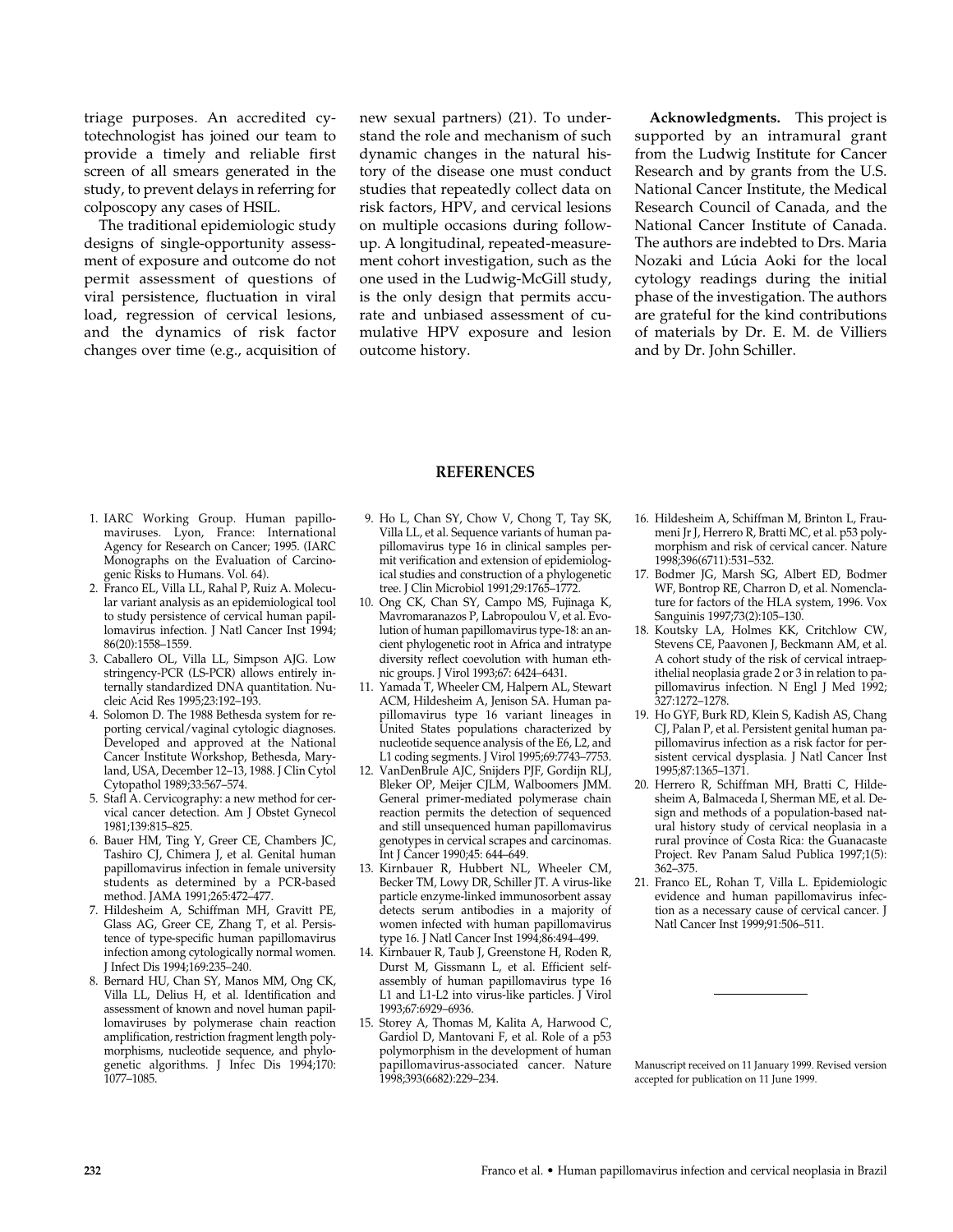triage purposes. An accredited cytotechnologist has joined our team to provide a timely and reliable first screen of all smears generated in the study, to prevent delays in referring for colposcopy any cases of HSIL.

The traditional epidemiologic study designs of single-opportunity assessment of exposure and outcome do not permit assessment of questions of viral persistence, fluctuation in viral load, regression of cervical lesions, and the dynamics of risk factor changes over time (e.g., acquisition of new sexual partners) (21). To understand the role and mechanism of such dynamic changes in the natural history of the disease one must conduct studies that repeatedly collect data on risk factors, HPV, and cervical lesions on multiple occasions during follow-up. A longitudinal, repeated-measurement cohort investigation, such as the one used in the Ludwig-McGill study, is the only design that permits accurate and unbiased assessment of cumulative HPV exposure and lesion outcome history.

**Acknowledgments.** This project is supported by an intramural grant from the Ludwig Institute for Cancer Research and by grants from the U.S. National Cancer Institute, the Medical Research Council of Canada, and the National Cancer Institute of Canada. The authors are indebted to Drs. Maria Nozaki and Lúcia Aoki for the local cytology readings during the initial phase of the investigation. The authors are grateful for the kind contributions of materials by Dr. E. M. de Villiers and by Dr. John Schiller.

## REFERENCES

1. IARC Working Group. Human papillomaviruses. Lyon, France: International Agency for Research on Cancer; 1995. (IARC Monographs on the Evaluation of Carcinogenic Risks to Humans. Vol. 64).
2. Franco EL, Villa LL, Rahal P, Ruiz A. Molecular variant analysis as an epidemiological tool to study persistence of cervical human papillomavirus infection. J Natl Cancer Inst 1994; 86(20):1558–1559.
3. Caballero OL, Villa LL, Simpson AJG. Low stringency-PCR (LS-PCR) allows entirely internally standardized DNA quantitation. Nucleic Acid Res 1995;23:192–193.
4. Solomon D. The 1988 Bethesda system for reporting cervical/vaginal cytologic diagnoses. Developed and approved at the National Cancer Institute Workshop, Bethesda, Maryland, USA, December 12–13, 1988. J Clin Cytol Cytopathol 1989;33:567–574.
5. Stafl A. Cervicography: a new method for cervical cancer detection. Am J Obstet Gynecol 1981;139:815–825.
6. Bauer HM, Ting Y, Greer CE, Chambers JC, Tashiro CJ, Chimera J, et al. Genital human papillomavirus infection in female university students as determined by a PCR-based method. JAMA 1991;265:472–477.
7. Hildesheim A, Schiffman MH, Gravitt PE, Glass AG, Greer CE, Zhang T, et al. Persistence of type-specific human papillomavirus infection among cytologically normal women. J Infect Dis 1994;169:235–240.
8. Bernard HU, Chan SY, Manos MM, Ong CK, Villa LL, Delius H, et al. Identification and assessment of known and novel human papillomaviruses by polymerase chain reaction amplification, restriction fragment length polymorphisms, nucleotide sequence, and phylogenetic algorithms. J Infec Dis 1994;170: 1077–1085.
9. Ho L, Chan SY, Chow V, Chong T, Tay SK, Villa LL, et al. Sequence variants of human papillomavirus type 16 in clinical samples permit verification and extension of epidemiological studies and construction of a phylogenetic tree. J Clin Microbiol 1991;29:1765–1772.
10. Ong CK, Chan SY, Campo MS, Fujinaga K, Mavromaranazos P, Labropoulou V, et al. Evolution of human papillomavirus type-18: an ancient phylogenetic root in Africa and intratype diversity reflect coevolution with human ethnic groups. J Virol 1993;67: 6424–6431.
11. Yamada T, Wheeler CM, Halpern AL, Stewart ACM, Hildesheim A, Jenison SA. Human papillomavirus type 16 variant lineages in United States populations characterized by nucleotide sequence analysis of the E6, L2, and L1 coding segments. J Virol 1995;69:7743–7753.
12. VanDenBrule AJC, Snijders PJF, Gordijn RLJ, Bleker OP, Meijer CJLM, Walboomers JMM. General primer-mediated polymerase chain reaction permits the detection of sequenced and still unsequenced human papillomavirus genotypes in cervical scrapes and carcinomas. Int J Cancer 1990;45: 644–649.
13. Kirnbauer R, Hubbert NL, Wheeler CM, Becker TM, Lowy DR, Schiller JT. A virus-like particle enzyme-linked immunosorbent assay detects serum antibodies in a majority of women infected with human papillomavirus type 16. J Natl Cancer Inst 1994;86:494–499.
14. Kirnbauer R, Taub J, Greenstone H, Roden R, Durst M, Gissmann L, et al. Efficient self-assembly of human papillomavirus type 16 L1 and L1-L2 into virus-like particles. J Virol 1993;67:6929–6936.
15. Storey A, Thomas M, Kalita A, Harwood C, Gardiol D, Mantovani F, et al. Role of a p53 polymorphism in the development of human papillomavirus-associated cancer. Nature 1998;393(6682):229–234.
16. Hildesheim A, Schiffman M, Brinton L, Fraumeni Jr J, Herrero R, Bratti MC, et al. p53 polymorphism and risk of cervical cancer. Nature 1998;396(6711):531–532.
17. Bodmer JG, Marsh SG, Albert ED, Bodmer WF, Bontrop RE, Charron D, et al. Nomenclature for factors of the HLA system, 1996. Vox Sanguinis 1997;73(2):105–130.
18. Koutsky LA, Holmes KK, Critchlow CW, Stevens CE, Paavonen J, Beckmann AM, et al. A cohort study of the risk of cervical intraepithelial neoplasia grade 2 or 3 in relation to papillomavirus infection. N Engl J Med 1992; 327:1272–1278.
19. Ho GYF, Burk RD, Klein S, Kadish AS, Chang CJ, Palan P, et al. Persistent genital human papillomavirus infection as a risk factor for persistent cervical dysplasia. J Natl Cancer Inst 1995;87:1365–1371.
20. Herrero R, Schiffman MH, Bratti C, Hildesheim A, Balmaceda I, Sherman ME, et al. Design and methods of a population-based natural history study of cervical neoplasia in a rural province of Costa Rica: the Guanacaste Project. Rev Panam Salud Publica 1997;1(5): 362–375.
21. Franco EL, Rohan T, Villa L. Epidemiologic evidence and human papillomavirus infection as a necessary cause of cervical cancer. J Natl Cancer Inst 1999;91:506–511.

Manuscript received on 11 January 1999. Revised version accepted for publication on 11 June 1999.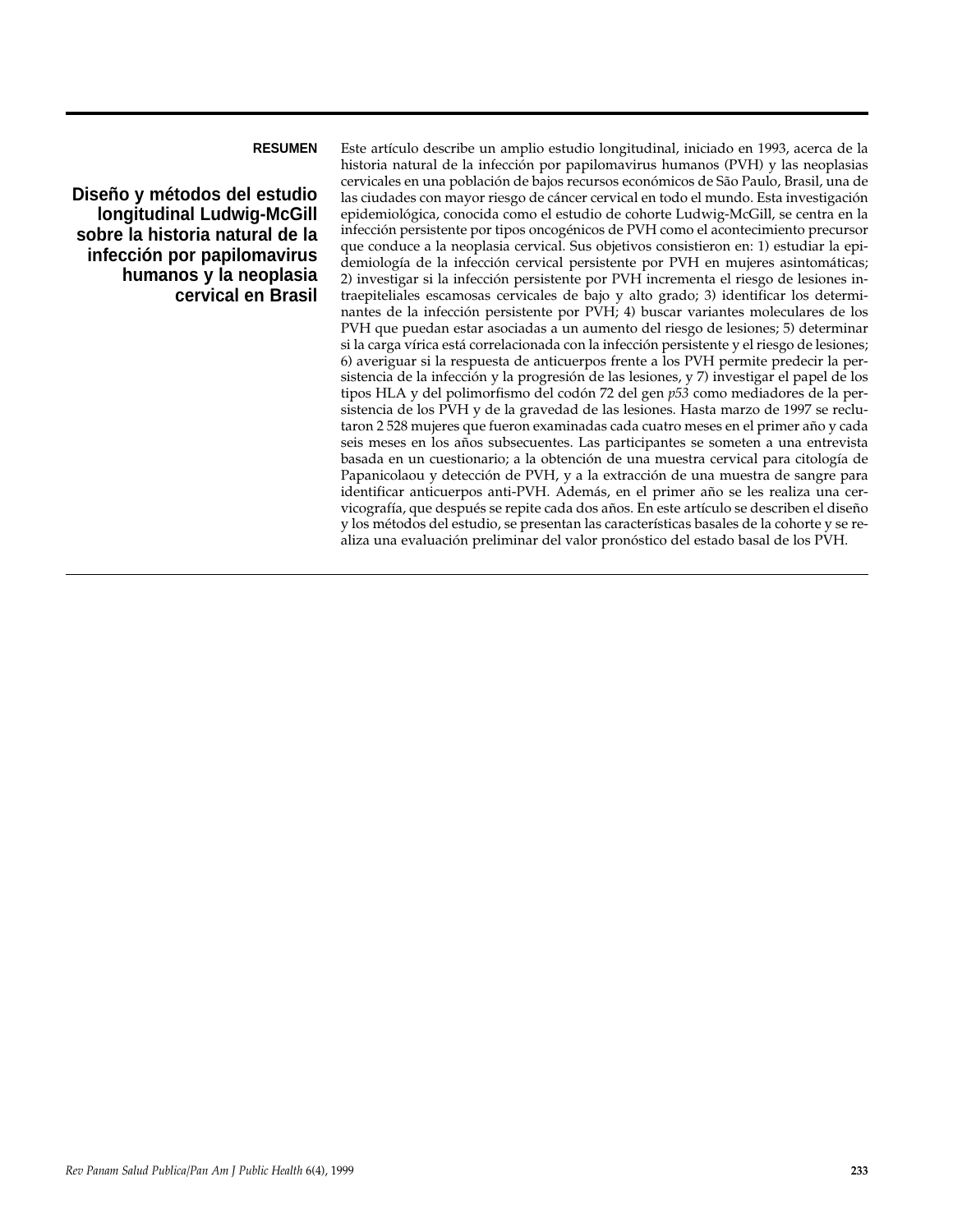**RESUMEN**

## Diseño y métodos del estudio longitudinal Ludwig-McGill sobre la historia natural de la infección por papilomavirus humanos y la neoplasia cervical en Brasil

Este artículo describe un amplio estudio longitudinal, iniciado en 1993, acerca de la historia natural de la infección por papilomavirus humanos (PVH) y las neoplasias cervicales en una población de bajos recursos económicos de São Paulo, Brasil, una de las ciudades con mayor riesgo de cáncer cervical en todo el mundo. Esta investigación epidemiológica, conocida como el estudio de cohorte Ludwig-McGill, se centra en la infección persistente por tipos oncogénicos de PVH como el acontecimiento precursor que conduce a la neoplasia cervical. Sus objetivos consistieron en: 1) estudiar la epidemiología de la infección cervical persistente por PVH en mujeres asintomáticas; 2) investigar si la infección persistente por PVH incrementa el riesgo de lesiones intraepiteliales escamosas cervicales de bajo y alto grado; 3) identificar los determinantes de la infección persistente por PVH; 4) buscar variantes moleculares de los PVH que puedan estar asociadas a un aumento del riesgo de lesiones; 5) determinar si la carga vírica está correlacionada con la infección persistente y el riesgo de lesiones; 6) averiguar si la respuesta de anticuerpos frente a los PVH permite predecir la persistencia de la infección y la progresión de las lesiones, y 7) investigar el papel de los tipos HLA y del polimorfismo del codón 72 del gen *p53* como mediadores de la persistencia de los PVH y de la gravedad de las lesiones. Hasta marzo de 1997 se reclutaron 2 528 mujeres que fueron examinadas cada cuatro meses en el primer año y cada seis meses en los años subsecuentes. Las participantes se someten a una entrevista basada en un cuestionario; a la obtención de una muestra cervical para citología de Papanicolaou y detección de PVH, y a la extracción de una muestra de sangre para identificar anticuerpos anti-PVH. Además, en el primer año se les realiza una cervicografía, que después se repite cada dos años. En este artículo se describen el diseño y los métodos del estudio, se presentan las características basales de la cohorte y se realiza una evaluación preliminar del valor pronóstico del estado basal de los PVH.